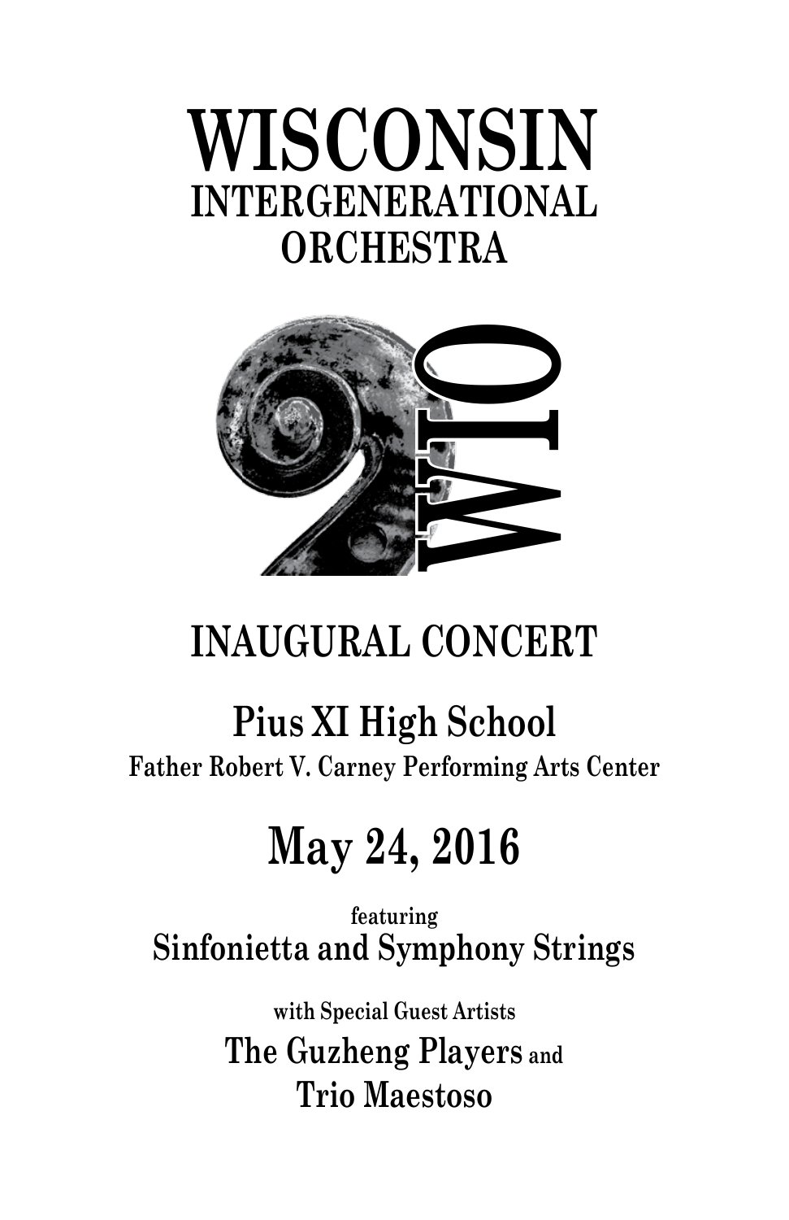# WISCONSIN
## INTERGENERATIONAL ORCHESTRA

WIO

## INAUGURAL CONCERT

## Pius XI High School

**Father Robert V. Carney Performing Arts Center**

## May 24, 2016

featuring

**Sinfonietta and Symphony Strings**

with Special Guest Artists

**The Guzheng Players** and

**Trio Maestoso**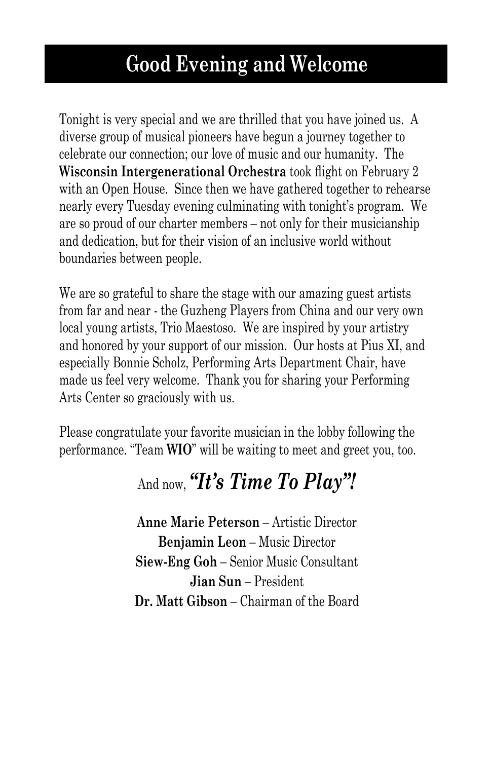# Good Evening and Welcome

Tonight is very special and we are thrilled that you have joined us. A diverse group of musical pioneers have begun a journey together to celebrate our connection; our love of music and our humanity. The **Wisconsin Intergenerational Orchestra** took flight on February 2 with an Open House. Since then we have gathered together to rehearse nearly every Tuesday evening culminating with tonight's program. We are so proud of our charter members – not only for their musicianship and dedication, but for their vision of an inclusive world without boundaries between people.

We are so grateful to share the stage with our amazing guest artists from far and near - the Guzheng Players from China and our very own local young artists, Trio Maestoso. We are inspired by your artistry and honored by your support of our mission. Our hosts at Pius XI, and especially Bonnie Scholz, Performing Arts Department Chair, have made us feel very welcome. Thank you for sharing your Performing Arts Center so graciously with us.

Please congratulate your favorite musician in the lobby following the performance. "Team **WIO**" will be waiting to meet and greet you, too.

And now, ***"It's Time To Play"!***

**Anne Marie Peterson** – Artistic Director
**Benjamin Leon** – Music Director
**Siew-Eng Goh** – Senior Music Consultant
**Jian Sun** – President
**Dr. Matt Gibson** – Chairman of the Board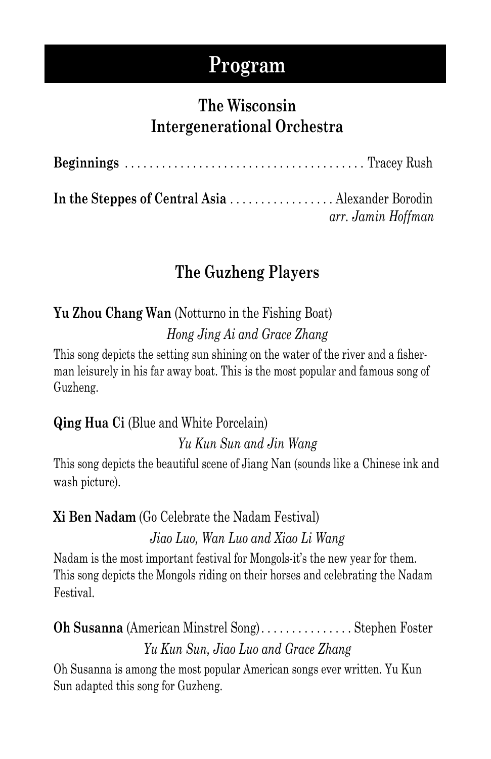# Program

## The Wisconsin Intergenerational Orchestra

**Beginnings** . . . . . . . . . . . . . . . . . . . . . . . . . . . . . . . . . . . . . . . Tracey Rush

**In the Steppes of Central Asia** . . . . . . . . . . . . . . . . . Alexander Borodin
*arr. Jamin Hoffman*

## The Guzheng Players

**Yu Zhou Chang Wan** (Notturno in the Fishing Boat)

*Hong Jing Ai and Grace Zhang*

This song depicts the setting sun shining on the water of the river and a fisherman leisurely in his far away boat. This is the most popular and famous song of Guzheng.

**Qing Hua Ci** (Blue and White Porcelain)

*Yu Kun Sun and Jin Wang*

This song depicts the beautiful scene of Jiang Nan (sounds like a Chinese ink and wash picture).

**Xi Ben Nadam** (Go Celebrate the Nadam Festival)

*Jiao Luo, Wan Luo and Xiao Li Wang*

Nadam is the most important festival for Mongols-it's the new year for them. This song depicts the Mongols riding on their horses and celebrating the Nadam Festival.

**Oh Susanna** (American Minstrel Song) . . . . . . . . . . . . . . . Stephen Foster

*Yu Kun Sun, Jiao Luo and Grace Zhang*

Oh Susanna is among the most popular American songs ever written. Yu Kun Sun adapted this song for Guzheng.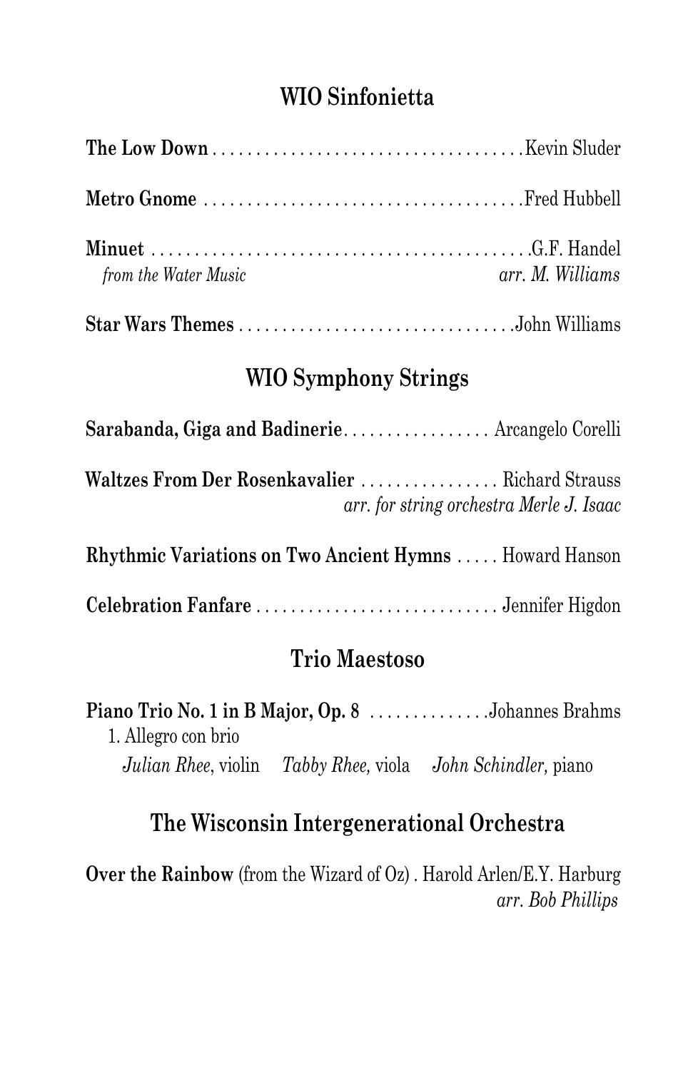## WIO Sinfonietta

**The Low Down** . . . . . . . . . . . . . . . . . . . . . . . . . . . . . . . . . . . . Kevin Sluder

**Metro Gnome** . . . . . . . . . . . . . . . . . . . . . . . . . . . . . . . . . . . . Fred Hubbell

**Minuet** . . . . . . . . . . . . . . . . . . . . . . . . . . . . . . . . . . . . . . . . . . . G.F. Handel
*from the Water Music* *arr. M. Williams*

**Star Wars Themes** . . . . . . . . . . . . . . . . . . . . . . . . . . . . . . . John Williams

## WIO Symphony Strings

**Sarabanda, Giga and Badinerie**. . . . . . . . . . . . . . . . . Arcangelo Corelli

**Waltzes From Der Rosenkavalier** . . . . . . . . . . . . . . . . Richard Strauss
*arr. for string orchestra Merle J. Isaac*

**Rhythmic Variations on Two Ancient Hymns** . . . . . Howard Hanson

**Celebration Fanfare** . . . . . . . . . . . . . . . . . . . . . . . . . . . . Jennifer Higdon

## Trio Maestoso

**Piano Trio No. 1 in B Major, Op.** 8 . . . . . . . . . . . . . . Johannes Brahms
1. Allegro con brio
*Julian Rhee*, violin *Tabby Rhee,* viola *John Schindler,* piano

## The Wisconsin Intergenerational Orchestra

**Over the Rainbow** (from the Wizard of Oz) . Harold Arlen/E.Y. Harburg
*arr. Bob Phillips*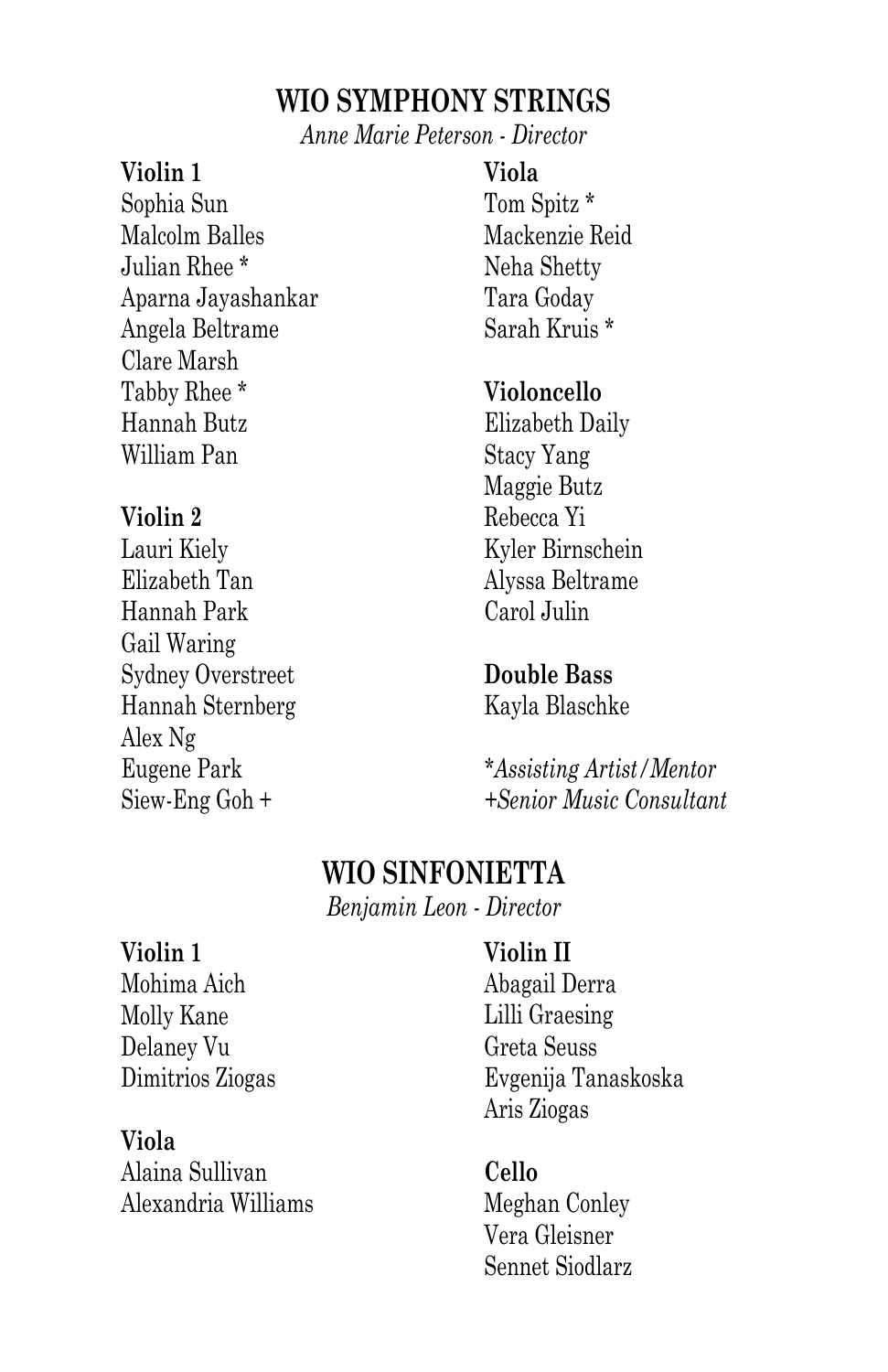## WIO SYMPHONY STRINGS

*Anne Marie Peterson - Director*

**Violin 1**
Sophia Sun
Malcolm Balles
Julian Rhee *
Aparna Jayashankar
Angela Beltrame
Clare Marsh
Tabby Rhee *
Hannah Butz
William Pan

**Violin 2**
Lauri Kiely
Elizabeth Tan
Hannah Park
Gail Waring
Sydney Overstreet
Hannah Sternberg
Alex Ng
Eugene Park
Siew-Eng Goh +

**Viola**
Tom Spitz *
Mackenzie Reid
Neha Shetty
Tara Goday
Sarah Kruis *

**Violoncello**
Elizabeth Daily
Stacy Yang
Maggie Butz
Rebecca Yi
Kyler Birnschein
Alyssa Beltrame
Carol Julin

**Double Bass**
Kayla Blaschke

**Assisting Artist/Mentor*
*+Senior Music Consultant*

## WIO SINFONIETTA

*Benjamin Leon - Director*

**Violin 1**
Mohima Aich
Molly Kane
Delaney Vu
Dimitrios Ziogas

**Viola**
Alaina Sullivan
Alexandria Williams

**Violin II**
Abagail Derra
Lilli Graesing
Greta Seuss
Evgenija Tanaskoska
Aris Ziogas

**Cello**
Meghan Conley
Vera Gleisner
Sennet Siodlarz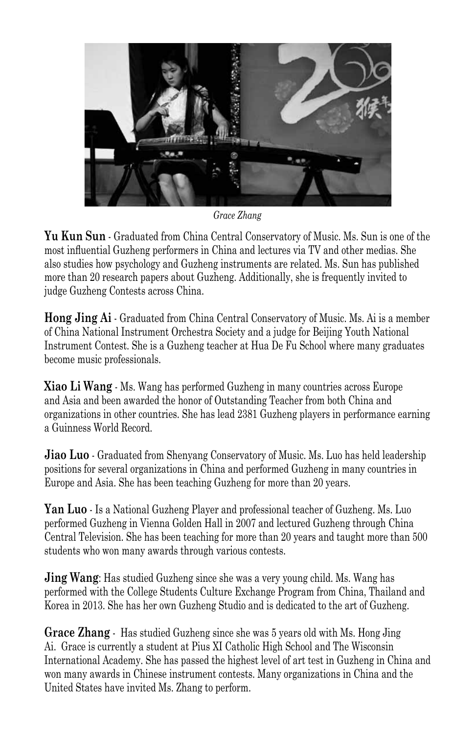*Grace Zhang*

**Yu Kun Sun** - Graduated from China Central Conservatory of Music. Ms. Sun is one of the most influential Guzheng performers in China and lectures via TV and other medias. She also studies how psychology and Guzheng instruments are related. Ms. Sun has published more than 20 research papers about Guzheng. Additionally, she is frequently invited to judge Guzheng Contests across China.

**Hong Jing Ai** - Graduated from China Central Conservatory of Music. Ms. Ai is a member of China National Instrument Orchestra Society and a judge for Beijing Youth National Instrument Contest. She is a Guzheng teacher at Hua De Fu School where many graduates become music professionals.

**Xiao Li Wang** - Ms. Wang has performed Guzheng in many countries across Europe and Asia and been awarded the honor of Outstanding Teacher from both China and organizations in other countries. She has lead 2381 Guzheng players in performance earning a Guinness World Record.

**Jiao Luo** - Graduated from Shenyang Conservatory of Music. Ms. Luo has held leadership positions for several organizations in China and performed Guzheng in many countries in Europe and Asia. She has been teaching Guzheng for more than 20 years.

**Yan Luo** - Is a National Guzheng Player and professional teacher of Guzheng. Ms. Luo performed Guzheng in Vienna Golden Hall in 2007 and lectured Guzheng through China Central Television. She has been teaching for more than 20 years and taught more than 500 students who won many awards through various contests.

**Jing Wang**: Has studied Guzheng since she was a very young child. Ms. Wang has performed with the College Students Culture Exchange Program from China, Thailand and Korea in 2013. She has her own Guzheng Studio and is dedicated to the art of Guzheng.

**Grace Zhang** - Has studied Guzheng since she was 5 years old with Ms. Hong Jing Ai. Grace is currently a student at Pius XI Catholic High School and The Wisconsin International Academy. She has passed the highest level of art test in Guzheng in China and won many awards in Chinese instrument contests. Many organizations in China and the United States have invited Ms. Zhang to perform.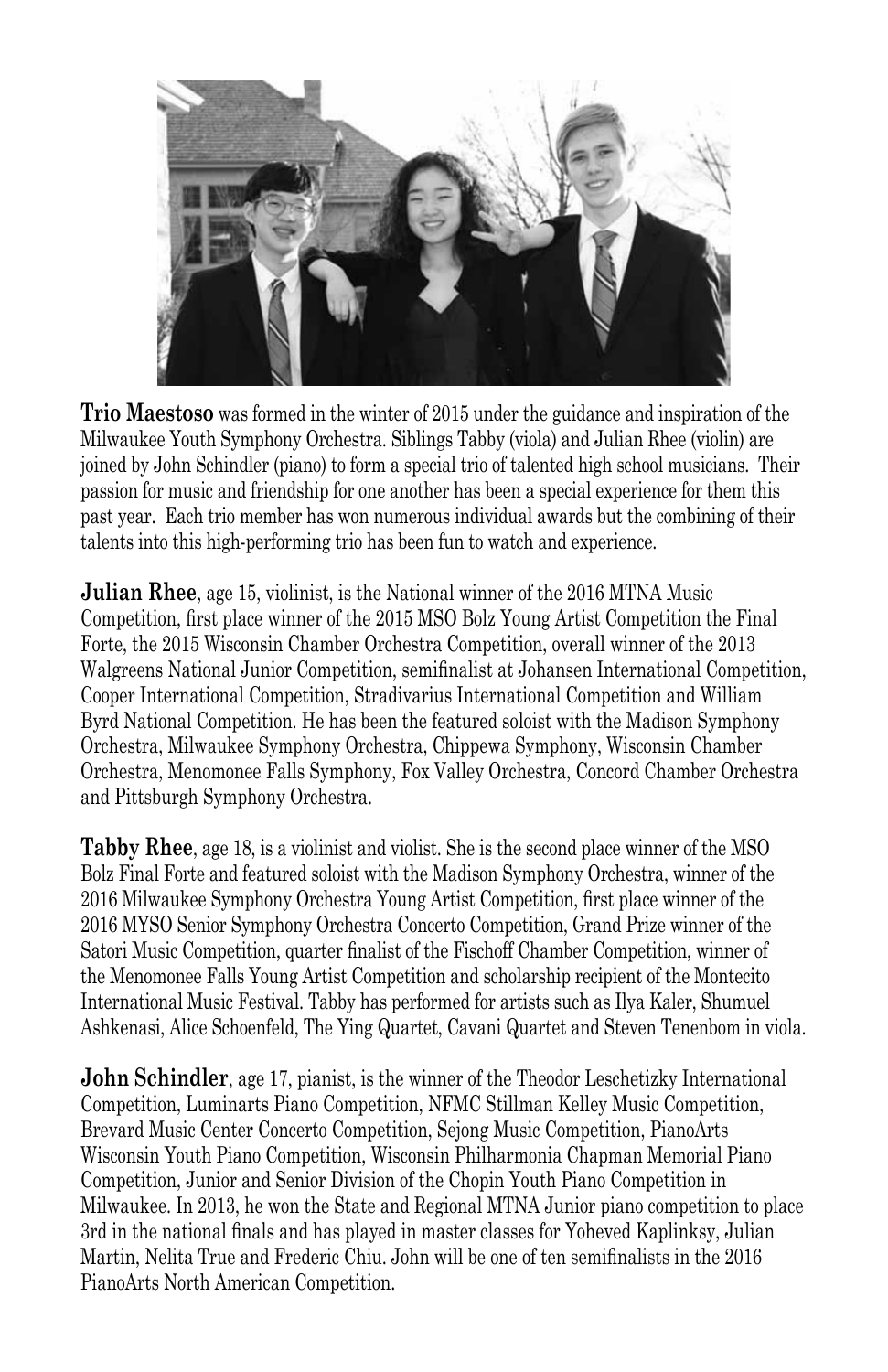**Trio Maestoso** was formed in the winter of 2015 under the guidance and inspiration of the Milwaukee Youth Symphony Orchestra. Siblings Tabby (viola) and Julian Rhee (violin) are joined by John Schindler (piano) to form a special trio of talented high school musicians. Their passion for music and friendship for one another has been a special experience for them this past year. Each trio member has won numerous individual awards but the combining of their talents into this high-performing trio has been fun to watch and experience.

**Julian Rhee**, age 15, violinist, is the National winner of the 2016 MTNA Music Competition, first place winner of the 2015 MSO Bolz Young Artist Competition the Final Forte, the 2015 Wisconsin Chamber Orchestra Competition, overall winner of the 2013 Walgreens National Junior Competition, semifinalist at Johansen International Competition, Cooper International Competition, Stradivarius International Competition and William Byrd National Competition. He has been the featured soloist with the Madison Symphony Orchestra, Milwaukee Symphony Orchestra, Chippewa Symphony, Wisconsin Chamber Orchestra, Menomonee Falls Symphony, Fox Valley Orchestra, Concord Chamber Orchestra and Pittsburgh Symphony Orchestra.

**Tabby Rhee**, age 18, is a violinist and violist. She is the second place winner of the MSO Bolz Final Forte and featured soloist with the Madison Symphony Orchestra, winner of the 2016 Milwaukee Symphony Orchestra Young Artist Competition, first place winner of the 2016 MYSO Senior Symphony Orchestra Concerto Competition, Grand Prize winner of the Satori Music Competition, quarter finalist of the Fischoff Chamber Competition, winner of the Menomonee Falls Young Artist Competition and scholarship recipient of the Montecito International Music Festival. Tabby has performed for artists such as Ilya Kaler, Shumuel Ashkenasi, Alice Schoenfeld, The Ying Quartet, Cavani Quartet and Steven Tenenbom in viola.

**John Schindler**, age 17, pianist, is the winner of the Theodor Leschetizky International Competition, Luminarts Piano Competition, NFMC Stillman Kelley Music Competition, Brevard Music Center Concerto Competition, Sejong Music Competition, PianoArts Wisconsin Youth Piano Competition, Wisconsin Philharmonia Chapman Memorial Piano Competition, Junior and Senior Division of the Chopin Youth Piano Competition in Milwaukee. In 2013, he won the State and Regional MTNA Junior piano competition to place 3rd in the national finals and has played in master classes for Yoheved Kaplinksy, Julian Martin, Nelita True and Frederic Chiu. John will be one of ten semifinalists in the 2016 PianoArts North American Competition.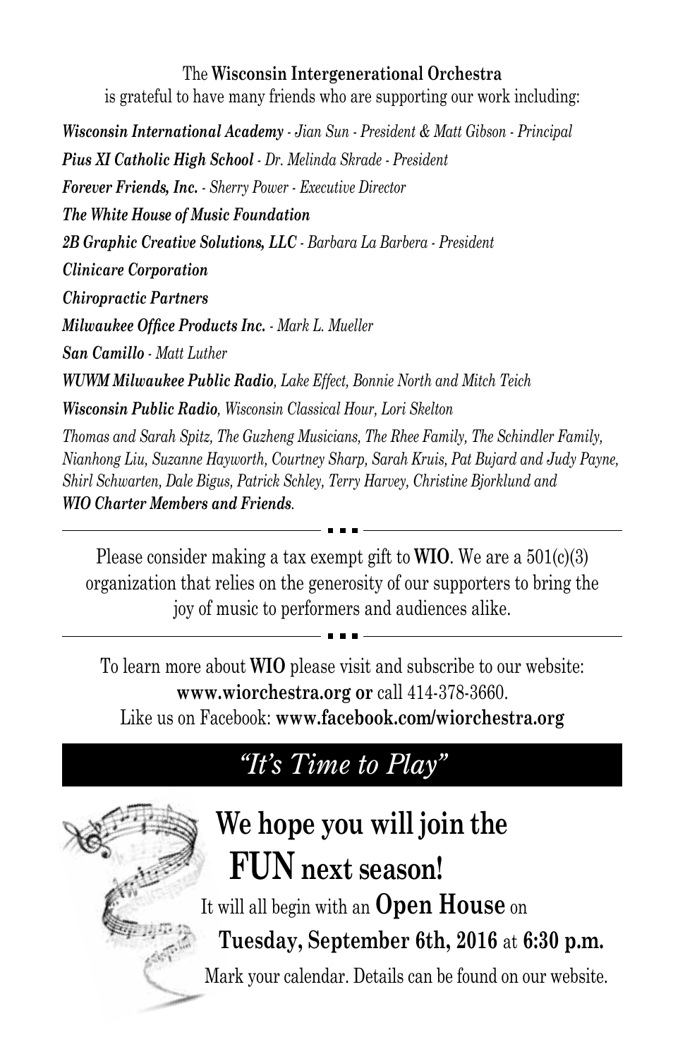The **Wisconsin Intergenerational Orchestra**
is grateful to have many friends who are supporting our work including:

***Wisconsin International Academy*** *- Jian Sun - President & Matt Gibson - Principal*

***Pius XI Catholic High School*** *- Dr. Melinda Skrade - President*

***Forever Friends, Inc.*** *- Sherry Power - Executive Director*

***The White House of Music Foundation***

***2B Graphic Creative Solutions, LLC*** *- Barbara La Barbera - President*

***Clinicare Corporation***

***Chiropractic Partners***

***Milwaukee Office Products Inc.*** *- Mark L. Mueller*

***San Camillo*** *- Matt Luther*

***WUWM Milwaukee Public Radio****, Lake Effect, Bonnie North and Mitch Teich*

***Wisconsin Public Radio****, Wisconsin Classical Hour, Lori Skelton*

*Thomas and Sarah Spitz, The Guzheng Musicians, The Rhee Family, The Schindler Family, Nianhong Liu, Suzanne Hayworth, Courtney Sharp, Sarah Kruis, Pat Bujard and Judy Payne, Shirl Schwarten, Dale Bigus, Patrick Schley, Terry Harvey, Christine Bjorklund and* ***WIO Charter Members and Friends****.*

---

Please consider making a tax exempt gift to **WIO**. We are a 501(c)(3) organization that relies on the generosity of our supporters to bring the joy of music to performers and audiences alike.

---

To learn more about **WIO** please visit and subscribe to our website: **www.wiorchestra.org or** call 414-378-3660.
Like us on Facebook: **www.facebook.com/wiorchestra.org**

## *"It's Time to Play"*

## We hope you will join the FUN next season!

It will all begin with an **Open House** on **Tuesday, September 6th, 2016** at **6:30 p.m.**

Mark your calendar. Details can be found on our website.